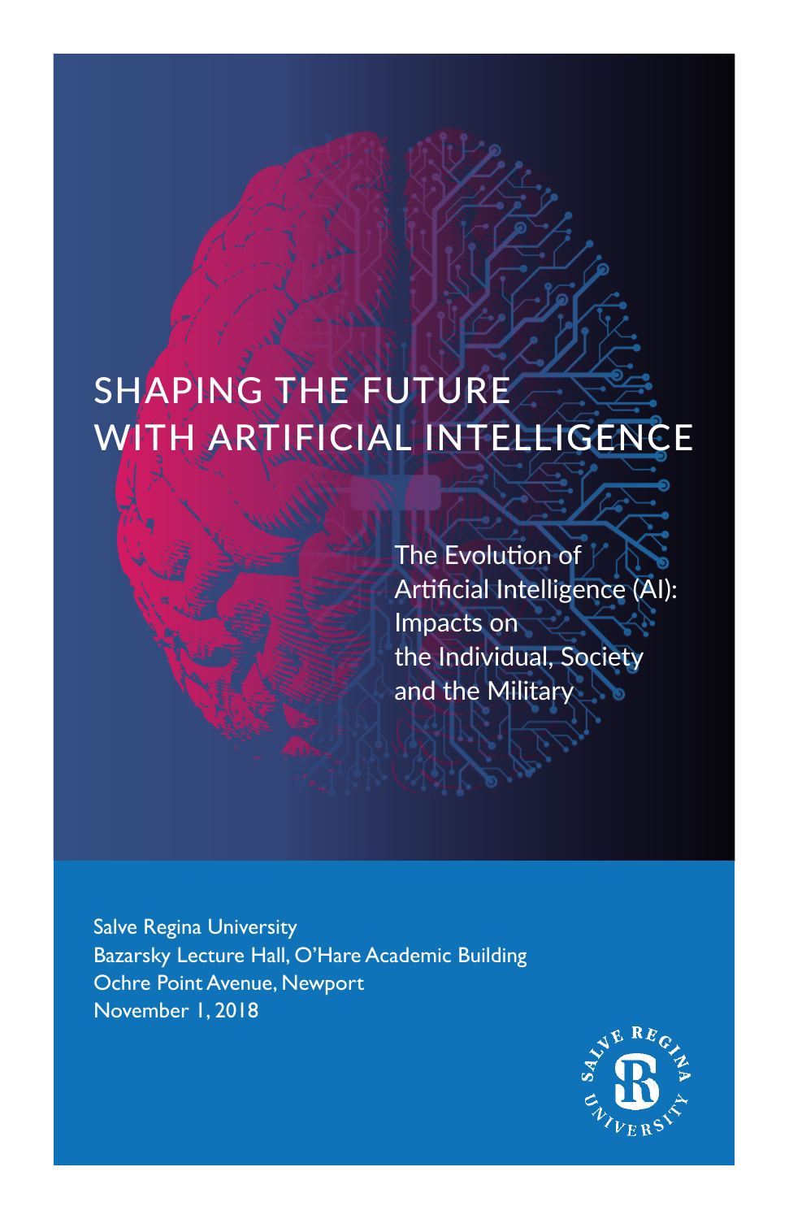# SHAPING THE FUTURE WITH ARTIFICIAL INTELLIGENCE

## The Evolution of Artificial Intelligence (AI): Impacts on the Individual, Society and the Military

Salve Regina University
Bazarsky Lecture Hall, O'Hare Academic Building
Ochre Point Avenue, Newport
November 1, 2018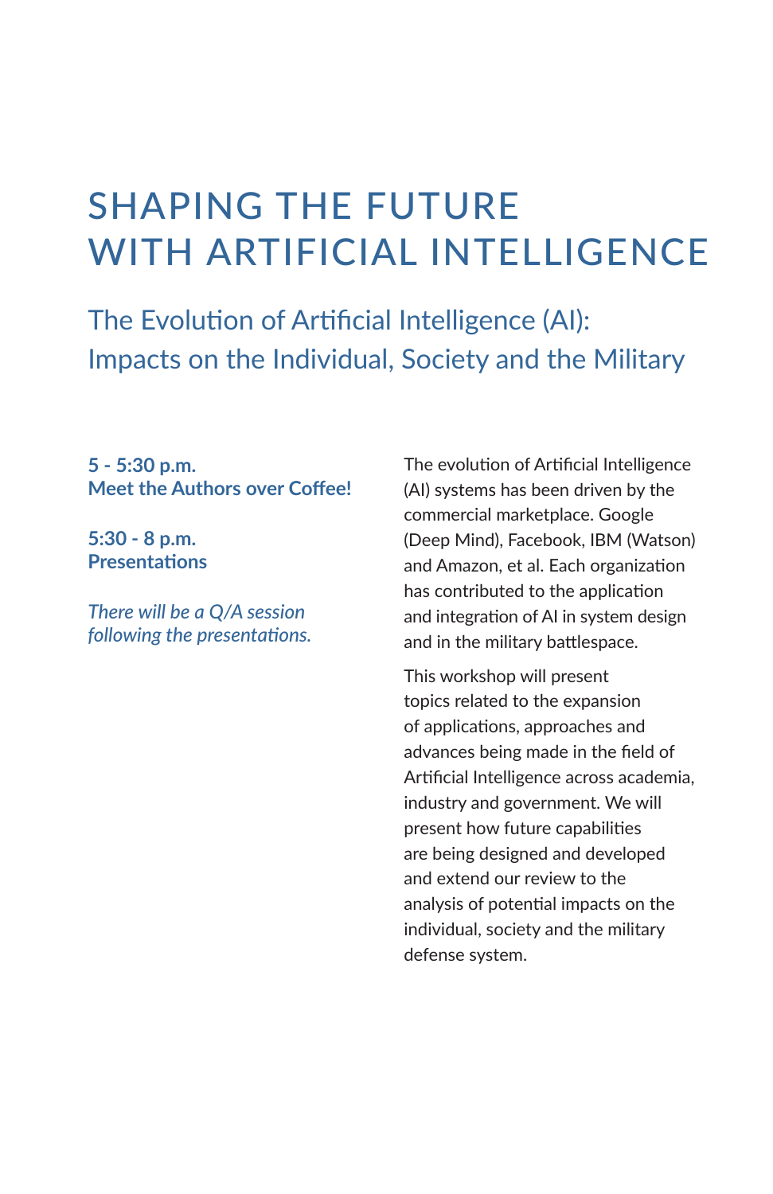# SHAPING THE FUTURE WITH ARTIFICIAL INTELLIGENCE

## The Evolution of Artificial Intelligence (AI): Impacts on the Individual, Society and the Military

**5 - 5:30 p.m.**
**Meet the Authors over Coffee!**

**5:30 - 8 p.m.**
**Presentations**

*There will be a Q/A session following the presentations.*

The evolution of Artificial Intelligence (AI) systems has been driven by the commercial marketplace. Google (Deep Mind), Facebook, IBM (Watson) and Amazon, et al. Each organization has contributed to the application and integration of AI in system design and in the military battlespace.

This workshop will present topics related to the expansion of applications, approaches and advances being made in the field of Artificial Intelligence across academia, industry and government. We will present how future capabilities are being designed and developed and extend our review to the analysis of potential impacts on the individual, society and the military defense system.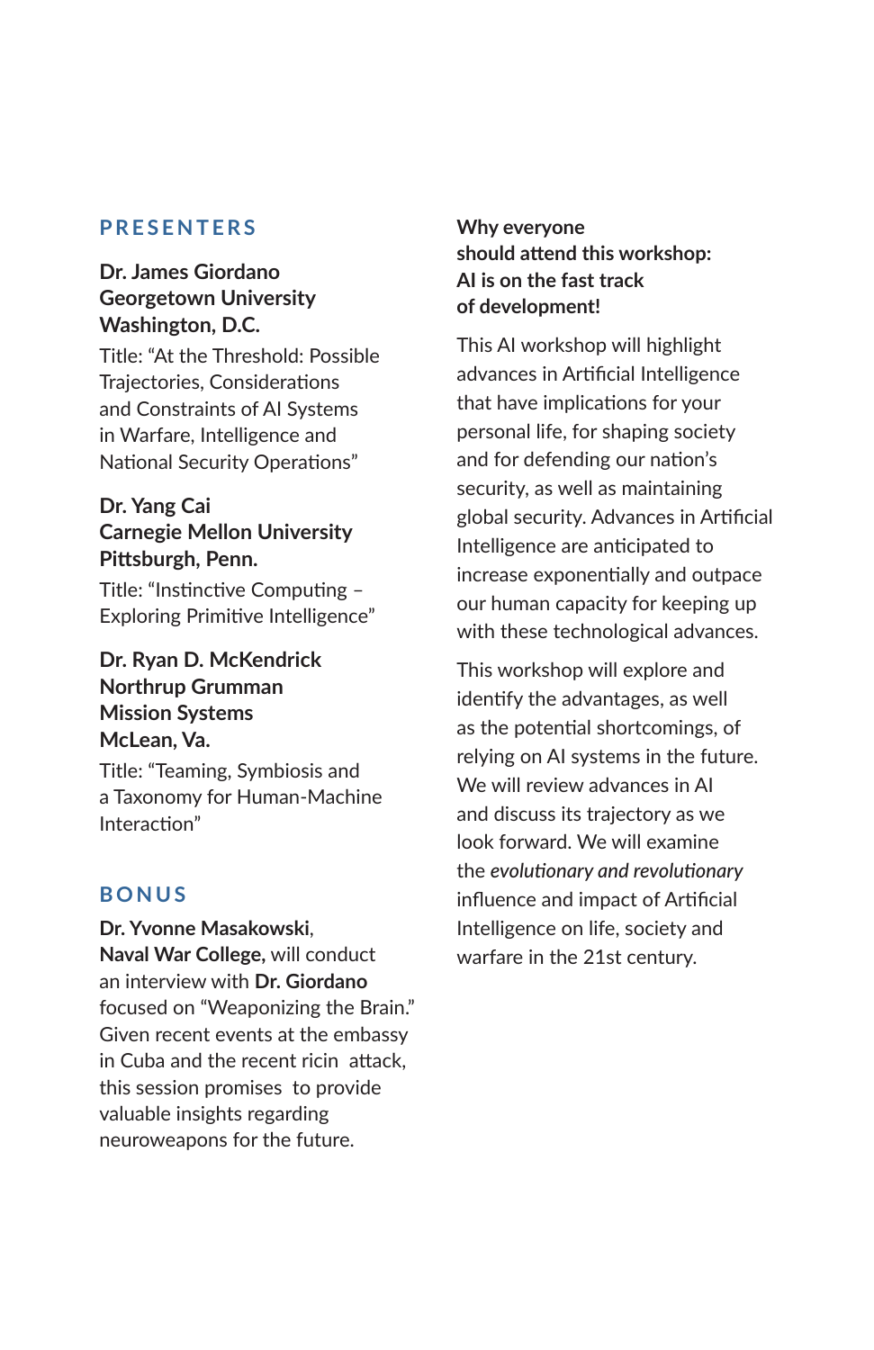## PRESENTERS

**Dr. James Giordano**
**Georgetown University**
**Washington, D.C.**

Title: "At the Threshold: Possible Trajectories, Considerations and Constraints of AI Systems in Warfare, Intelligence and National Security Operations"

**Dr. Yang Cai**
**Carnegie Mellon University**
**Pittsburgh, Penn.**

Title: "Instinctive Computing – Exploring Primitive Intelligence"

**Dr. Ryan D. McKendrick**
**Northrup Grumman Mission Systems**
**McLean, Va.**

Title: "Teaming, Symbiosis and a Taxonomy for Human-Machine Interaction"

## BONUS

**Dr. Yvonne Masakowski**, **Naval War College,** will conduct an interview with **Dr. Giordano** focused on "Weaponizing the Brain." Given recent events at the embassy in Cuba and the recent ricin attack, this session promises to provide valuable insights regarding neuroweapons for the future.

**Why everyone should attend this workshop: AI is on the fast track of development!**

This AI workshop will highlight advances in Artificial Intelligence that have implications for your personal life, for shaping society and for defending our nation's security, as well as maintaining global security. Advances in Artificial Intelligence are anticipated to increase exponentially and outpace our human capacity for keeping up with these technological advances.

This workshop will explore and identify the advantages, as well as the potential shortcomings, of relying on AI systems in the future. We will review advances in AI and discuss its trajectory as we look forward. We will examine the *evolutionary and revolutionary* influence and impact of Artificial Intelligence on life, society and warfare in the 21st century.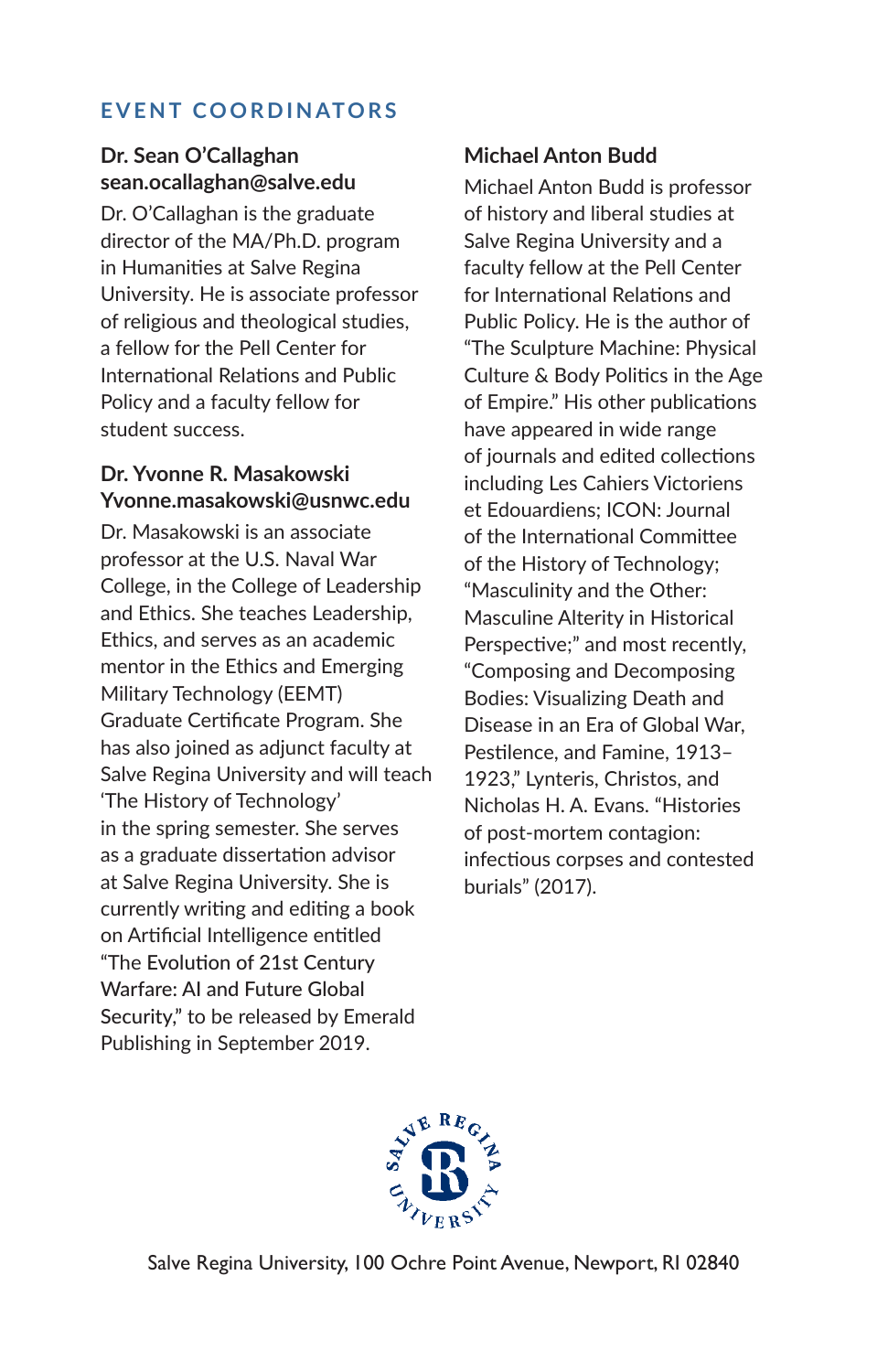## EVENT COORDINATORS

**Dr. Sean O'Callaghan**
**sean.ocallaghan@salve.edu**

Dr. O'Callaghan is the graduate director of the MA/Ph.D. program in Humanities at Salve Regina University. He is associate professor of religious and theological studies, a fellow for the Pell Center for International Relations and Public Policy and a faculty fellow for student success.

**Dr. Yvonne R. Masakowski**
**Yvonne.masakowski@usnwc.edu**

Dr. Masakowski is an associate professor at the U.S. Naval War College, in the College of Leadership and Ethics. She teaches Leadership, Ethics, and serves as an academic mentor in the Ethics and Emerging Military Technology (EEMT) Graduate Certificate Program. She has also joined as adjunct faculty at Salve Regina University and will teach 'The History of Technology' in the spring semester. She serves as a graduate dissertation advisor at Salve Regina University. She is currently writing and editing a book on Artificial Intelligence entitled "The Evolution of 21st Century Warfare: AI and Future Global Security," to be released by Emerald Publishing in September 2019.

**Michael Anton Budd**

Michael Anton Budd is professor of history and liberal studies at Salve Regina University and a faculty fellow at the Pell Center for International Relations and Public Policy. He is the author of "The Sculpture Machine: Physical Culture & Body Politics in the Age of Empire." His other publications have appeared in wide range of journals and edited collections including Les Cahiers Victoriens et Edouardiens; ICON: Journal of the International Committee of the History of Technology; "Masculinity and the Other: Masculine Alterity in Historical Perspective;" and most recently, "Composing and Decomposing Bodies: Visualizing Death and Disease in an Era of Global War, Pestilence, and Famine, 1913–1923," Lynteris, Christos, and Nicholas H. A. Evans. "Histories of post-mortem contagion: infectious corpses and contested burials" (2017).

Salve Regina University, 100 Ochre Point Avenue, Newport, RI 02840